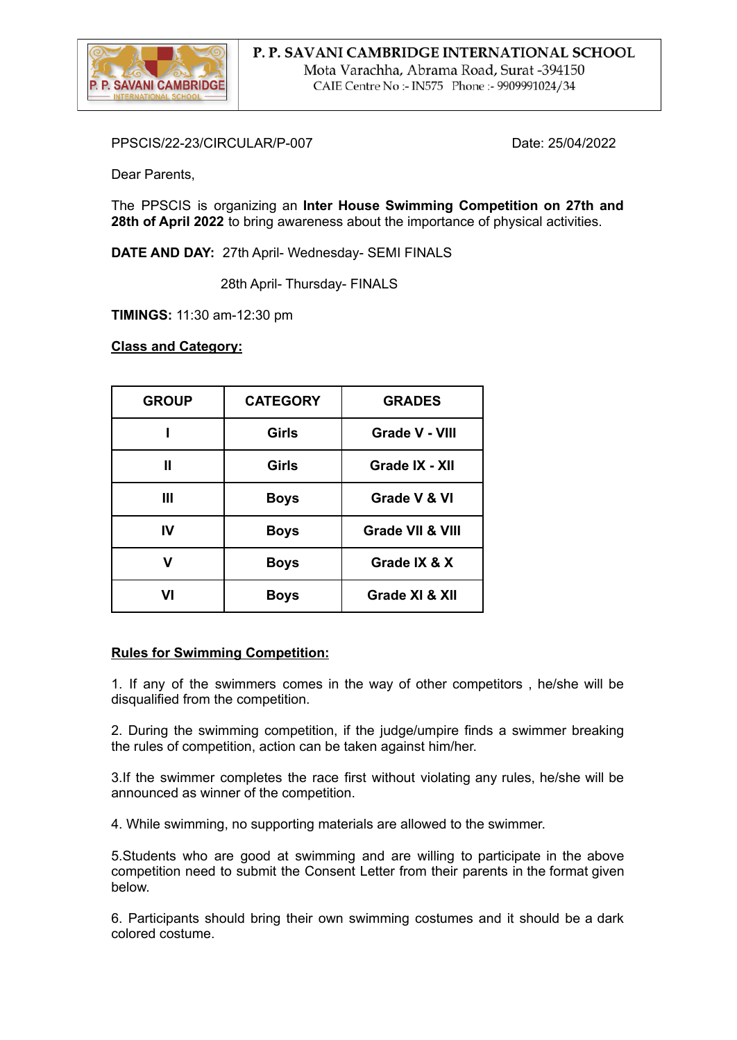**P. P. SAVANI CAMBRIDGE INTERNATIONAL SCHOOL**
Mota Varachha, Abrama Road, Surat -394150
CAIE Centre No :- IN575 Phone :- 9909991024/34

PPSCIS/22-23/CIRCULAR/P-007 Date: 25/04/2022

Dear Parents,

The PPSCIS is organizing an **Inter House Swimming Competition on 27th and 28th of April 2022** to bring awareness about the importance of physical activities.

**DATE AND DAY:** 27th April- Wednesday- SEMI FINALS

28th April- Thursday- FINALS

**TIMINGS:** 11:30 am-12:30 pm

**Class and Category:**

| GROUP | CATEGORY | GRADES |
|---|---|---|
| I | Girls | Grade V - VIII |
| II | Girls | Grade IX - XII |
| III | Boys | Grade V & VI |
| IV | Boys | Grade VII & VIII |
| V | Boys | Grade IX & X |
| VI | Boys | Grade XI & XII |

**Rules for Swimming Competition:**

1. If any of the swimmers comes in the way of other competitors , he/she will be disqualified from the competition.

2. During the swimming competition, if the judge/umpire finds a swimmer breaking the rules of competition, action can be taken against him/her.

3.If the swimmer completes the race first without violating any rules, he/she will be announced as winner of the competition.

4. While swimming, no supporting materials are allowed to the swimmer.

5.Students who are good at swimming and are willing to participate in the above competition need to submit the Consent Letter from their parents in the format given below.

6. Participants should bring their own swimming costumes and it should be a dark colored costume.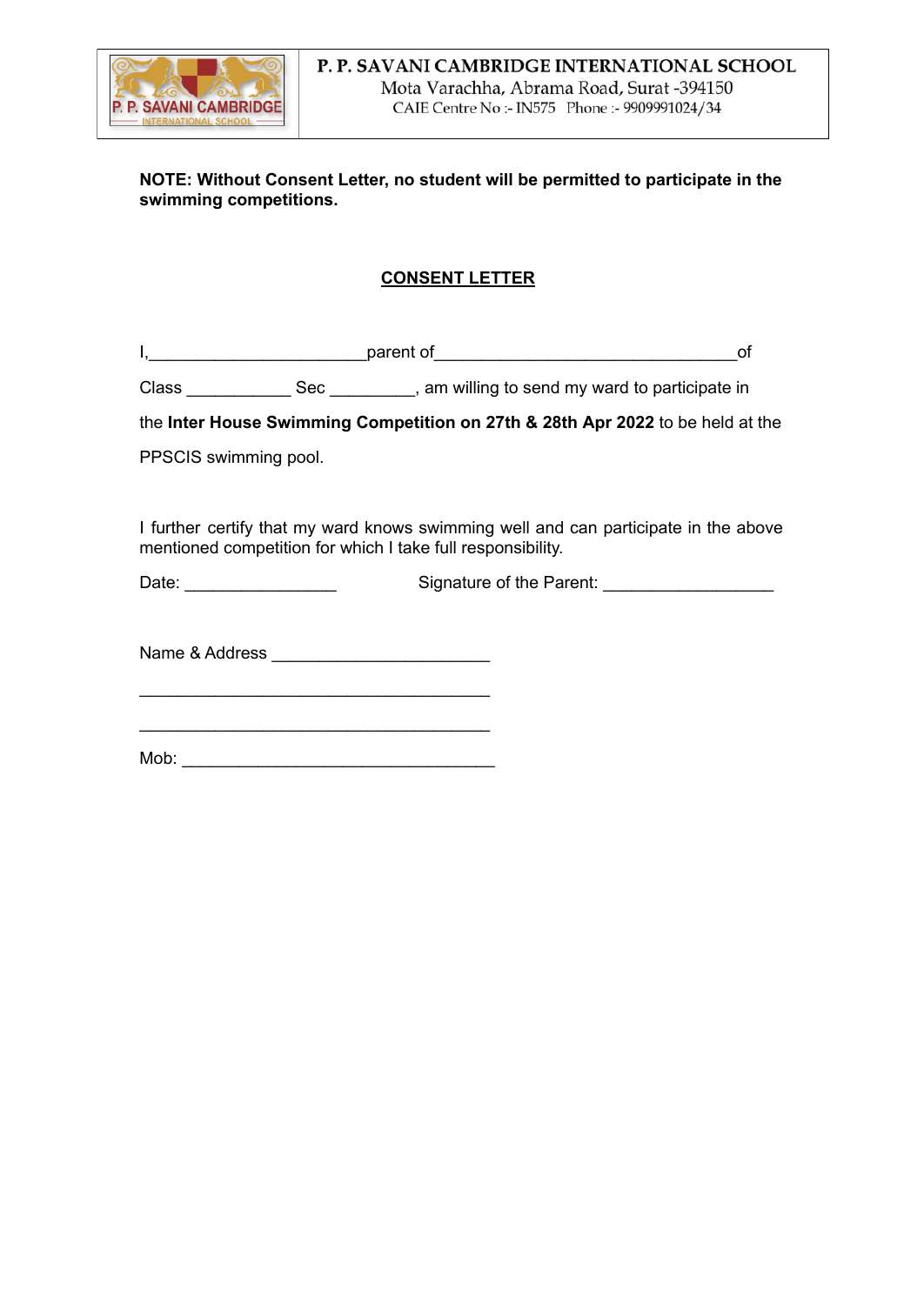**P. P. SAVANI CAMBRIDGE INTERNATIONAL SCHOOL**
Mota Varachha, Abrama Road, Surat -394150
CAIE Centre No :- IN575 Phone :- 9909991024/34

**NOTE: Without Consent Letter, no student will be permitted to participate in the swimming competitions.**

## CONSENT LETTER

I,______________________parent of_______________________________of Class ___________ Sec _________, am willing to send my ward to participate in the **Inter House Swimming Competition on 27th & 28th Apr 2022** to be held at the PPSCIS swimming pool.

I further certify that my ward knows swimming well and can participate in the above mentioned competition for which I take full responsibility.

Date: ________________ Signature of the Parent: __________________

Name & Address ______________________

_____________________________________

_____________________________________

Mob: _________________________________